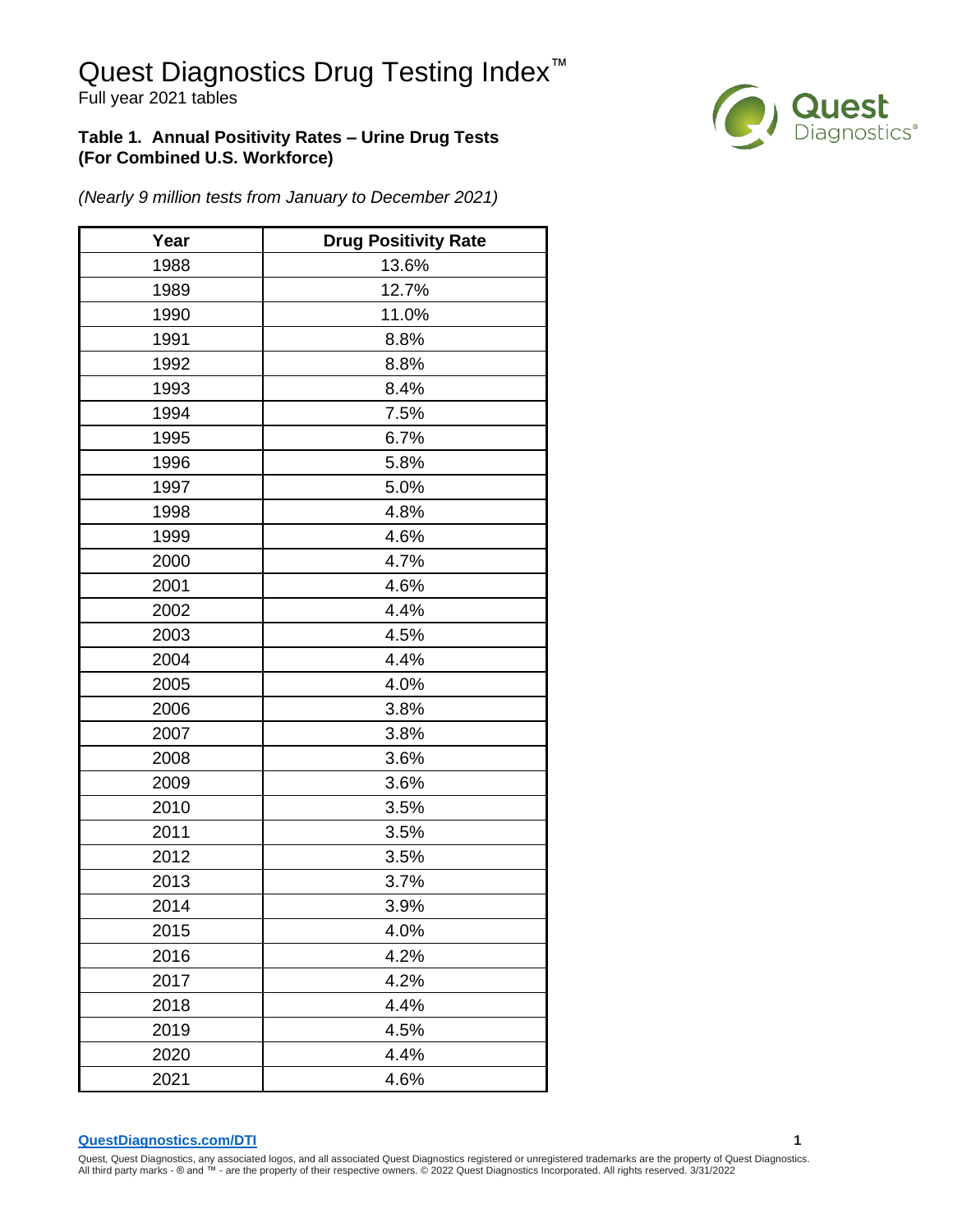# Quest Diagnostics Drug Testing Index™

Full year 2021 tables

### Table 1. Annual Positivity Rates – Urine Drug Tests (For Combined U.S. Workforce)

*(Nearly 9 million tests from January to December 2021)*

| Year | Drug Positivity Rate |
|---|---|
| 1988 | 13.6% |
| 1989 | 12.7% |
| 1990 | 11.0% |
| 1991 | 8.8% |
| 1992 | 8.8% |
| 1993 | 8.4% |
| 1994 | 7.5% |
| 1995 | 6.7% |
| 1996 | 5.8% |
| 1997 | 5.0% |
| 1998 | 4.8% |
| 1999 | 4.6% |
| 2000 | 4.7% |
| 2001 | 4.6% |
| 2002 | 4.4% |
| 2003 | 4.5% |
| 2004 | 4.4% |
| 2005 | 4.0% |
| 2006 | 3.8% |
| 2007 | 3.8% |
| 2008 | 3.6% |
| 2009 | 3.6% |
| 2010 | 3.5% |
| 2011 | 3.5% |
| 2012 | 3.5% |
| 2013 | 3.7% |
| 2014 | 3.9% |
| 2015 | 4.0% |
| 2016 | 4.2% |
| 2017 | 4.2% |
| 2018 | 4.4% |
| 2019 | 4.5% |
| 2020 | 4.4% |
| 2021 | 4.6% |

QuestDiagnostics.com/DTI

Quest, Quest Diagnostics, any associated logos, and all associated Quest Diagnostics registered or unregistered trademarks are the property of Quest Diagnostics. All third party marks - ® and ™ - are the property of their respective owners. © 2022 Quest Diagnostics Incorporated. All rights reserved. 3/31/2022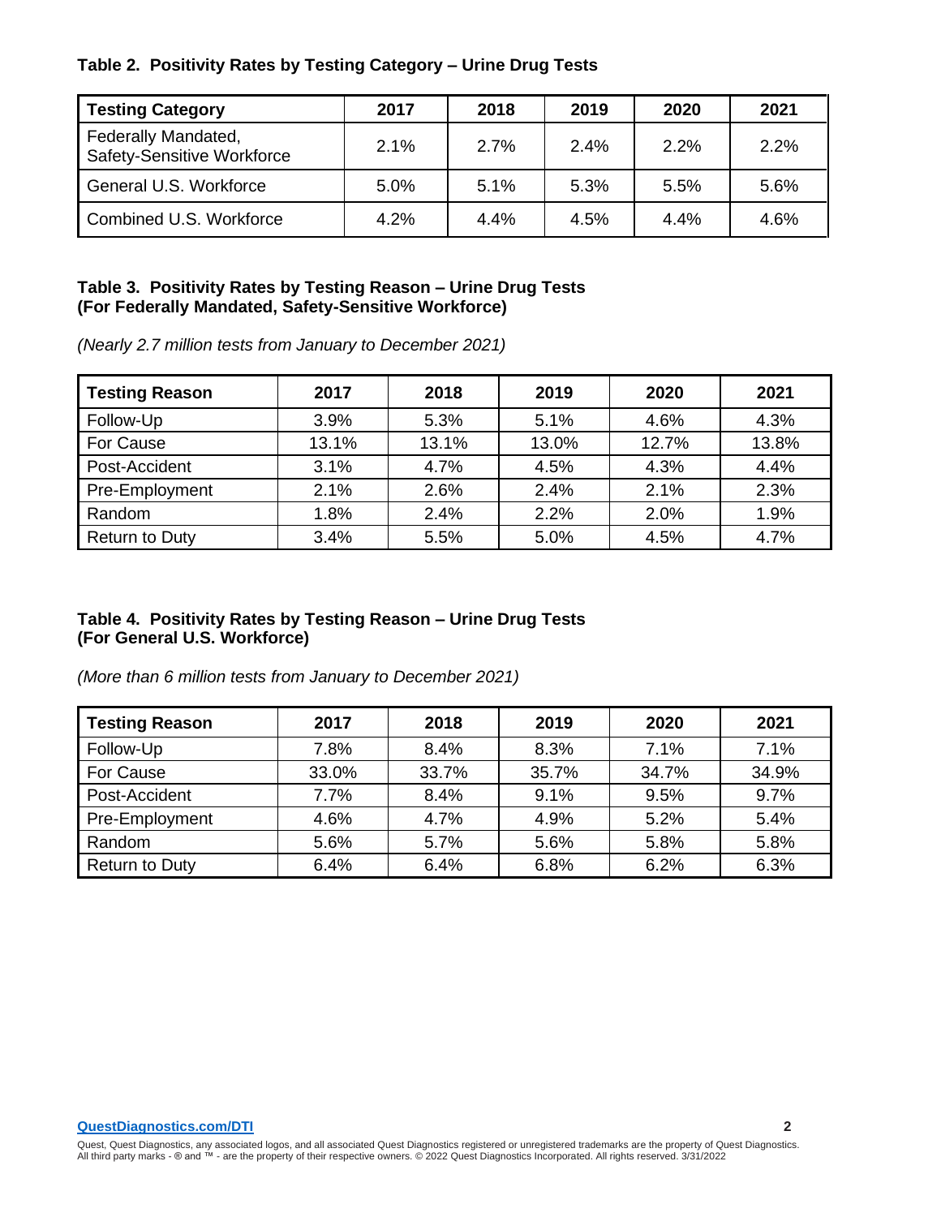**Table 2. Positivity Rates by Testing Category – Urine Drug Tests**

| Testing Category | 2017 | 2018 | 2019 | 2020 | 2021 |
|---|---|---|---|---|---|
| Federally Mandated, Safety-Sensitive Workforce | 2.1% | 2.7% | 2.4% | 2.2% | 2.2% |
| General U.S. Workforce | 5.0% | 5.1% | 5.3% | 5.5% | 5.6% |
| Combined U.S. Workforce | 4.2% | 4.4% | 4.5% | 4.4% | 4.6% |

**Table 3. Positivity Rates by Testing Reason – Urine Drug Tests (For Federally Mandated, Safety-Sensitive Workforce)**

*(Nearly 2.7 million tests from January to December 2021)*

| Testing Reason | 2017 | 2018 | 2019 | 2020 | 2021 |
|---|---|---|---|---|---|
| Follow-Up | 3.9% | 5.3% | 5.1% | 4.6% | 4.3% |
| For Cause | 13.1% | 13.1% | 13.0% | 12.7% | 13.8% |
| Post-Accident | 3.1% | 4.7% | 4.5% | 4.3% | 4.4% |
| Pre-Employment | 2.1% | 2.6% | 2.4% | 2.1% | 2.3% |
| Random | 1.8% | 2.4% | 2.2% | 2.0% | 1.9% |
| Return to Duty | 3.4% | 5.5% | 5.0% | 4.5% | 4.7% |

**Table 4. Positivity Rates by Testing Reason – Urine Drug Tests (For General U.S. Workforce)**

*(More than 6 million tests from January to December 2021)*

| Testing Reason | 2017 | 2018 | 2019 | 2020 | 2021 |
|---|---|---|---|---|---|
| Follow-Up | 7.8% | 8.4% | 8.3% | 7.1% | 7.1% |
| For Cause | 33.0% | 33.7% | 35.7% | 34.7% | 34.9% |
| Post-Accident | 7.7% | 8.4% | 9.1% | 9.5% | 9.7% |
| Pre-Employment | 4.6% | 4.7% | 4.9% | 5.2% | 5.4% |
| Random | 5.6% | 5.7% | 5.6% | 5.8% | 5.8% |
| Return to Duty | 6.4% | 6.4% | 6.8% | 6.2% | 6.3% |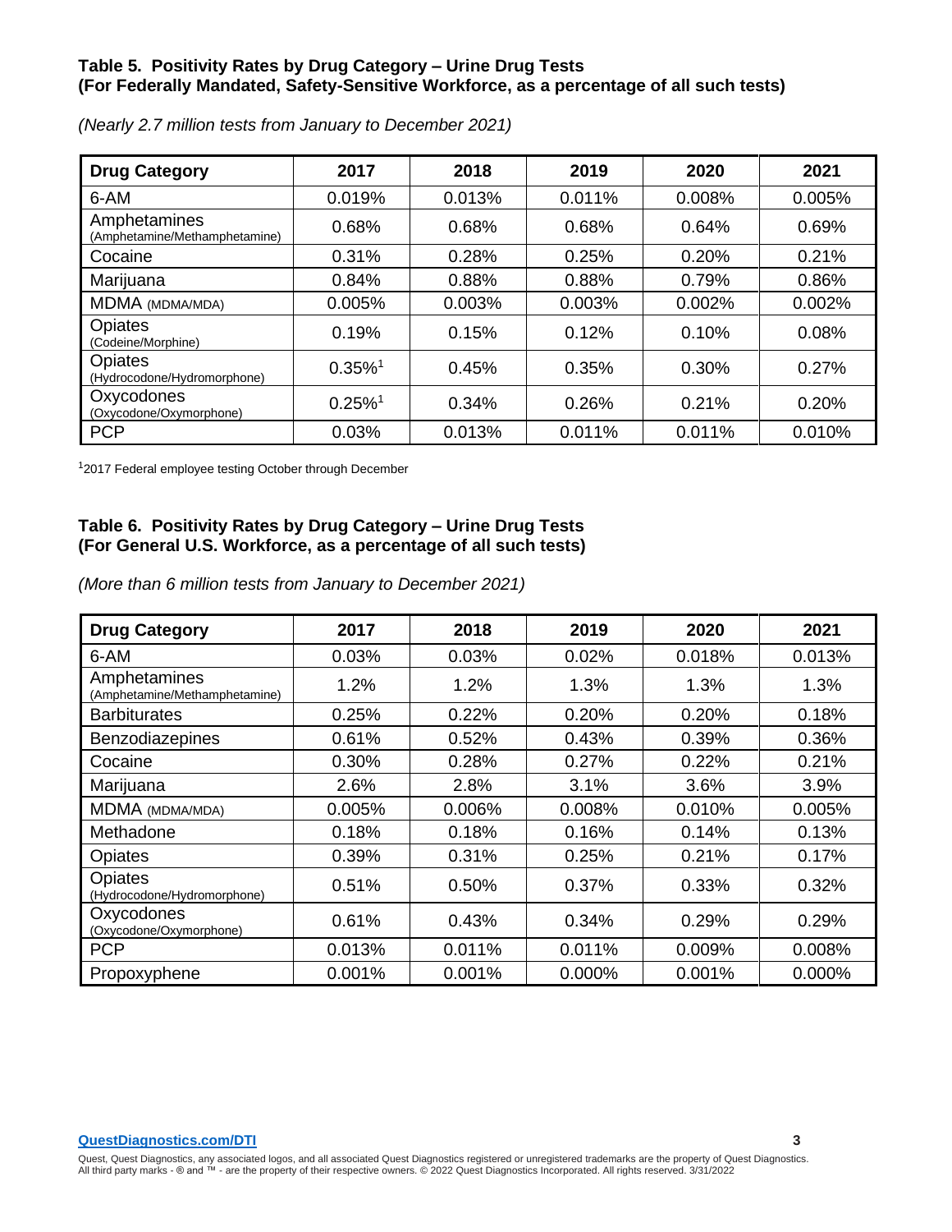### Table 5. Positivity Rates by Drug Category – Urine Drug Tests (For Federally Mandated, Safety-Sensitive Workforce, as a percentage of all such tests)

*(Nearly 2.7 million tests from January to December 2021)*

| Drug Category | 2017 | 2018 | 2019 | 2020 | 2021 |
|---|---|---|---|---|---|
| 6-AM | 0.019% | 0.013% | 0.011% | 0.008% | 0.005% |
| Amphetamines (Amphetamine/Methamphetamine) | 0.68% | 0.68% | 0.68% | 0.64% | 0.69% |
| Cocaine | 0.31% | 0.28% | 0.25% | 0.20% | 0.21% |
| Marijuana | 0.84% | 0.88% | 0.88% | 0.79% | 0.86% |
| MDMA (MDMA/MDA) | 0.005% | 0.003% | 0.003% | 0.002% | 0.002% |
| Opiates (Codeine/Morphine) | 0.19% | 0.15% | 0.12% | 0.10% | 0.08% |
| Opiates (Hydrocodone/Hydromorphone) | 0.35%[1] | 0.45% | 0.35% | 0.30% | 0.27% |
| Oxycodones (Oxycodone/Oxymorphone) | 0.25%[1] | 0.34% | 0.26% | 0.21% | 0.20% |
| PCP | 0.03% | 0.013% | 0.011% | 0.011% | 0.010% |

[1]2017 Federal employee testing October through December

### Table 6. Positivity Rates by Drug Category – Urine Drug Tests (For General U.S. Workforce, as a percentage of all such tests)

*(More than 6 million tests from January to December 2021)*

| Drug Category | 2017 | 2018 | 2019 | 2020 | 2021 |
|---|---|---|---|---|---|
| 6-AM | 0.03% | 0.03% | 0.02% | 0.018% | 0.013% |
| Amphetamines (Amphetamine/Methamphetamine) | 1.2% | 1.2% | 1.3% | 1.3% | 1.3% |
| Barbiturates | 0.25% | 0.22% | 0.20% | 0.20% | 0.18% |
| Benzodiazepines | 0.61% | 0.52% | 0.43% | 0.39% | 0.36% |
| Cocaine | 0.30% | 0.28% | 0.27% | 0.22% | 0.21% |
| Marijuana | 2.6% | 2.8% | 3.1% | 3.6% | 3.9% |
| MDMA (MDMA/MDA) | 0.005% | 0.006% | 0.008% | 0.010% | 0.005% |
| Methadone | 0.18% | 0.18% | 0.16% | 0.14% | 0.13% |
| Opiates | 0.39% | 0.31% | 0.25% | 0.21% | 0.17% |
| Opiates (Hydrocodone/Hydromorphone) | 0.51% | 0.50% | 0.37% | 0.33% | 0.32% |
| Oxycodones (Oxycodone/Oxymorphone) | 0.61% | 0.43% | 0.34% | 0.29% | 0.29% |
| PCP | 0.013% | 0.011% | 0.011% | 0.009% | 0.008% |
| Propoxyphene | 0.001% | 0.001% | 0.000% | 0.001% | 0.000% |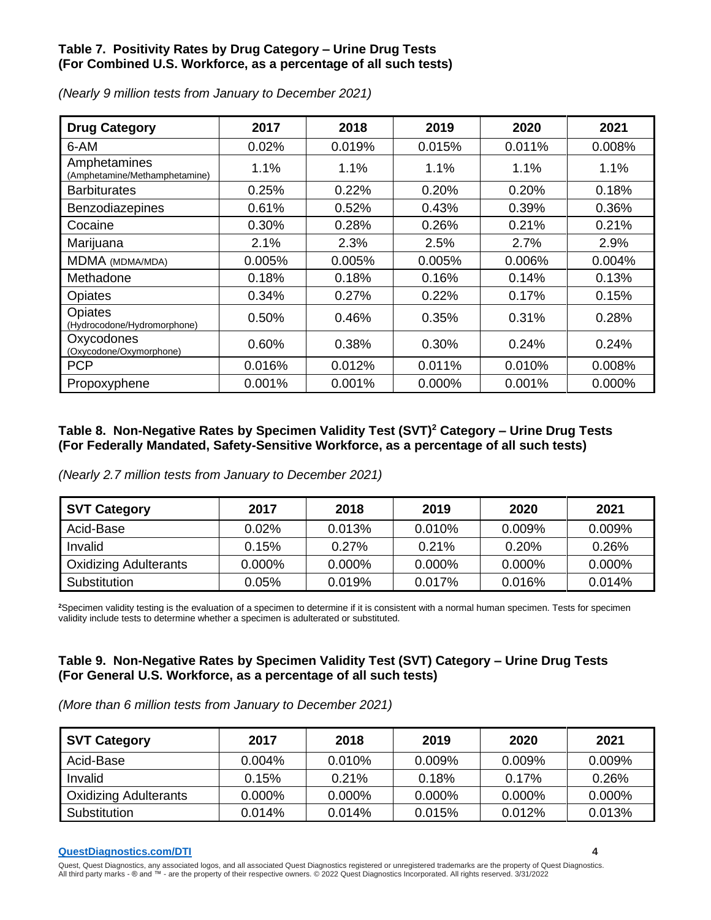**Table 7. Positivity Rates by Drug Category – Urine Drug Tests (For Combined U.S. Workforce, as a percentage of all such tests)**

*(Nearly 9 million tests from January to December 2021)*

| Drug Category | 2017 | 2018 | 2019 | 2020 | 2021 |
|---|---|---|---|---|---|
| 6-AM | 0.02% | 0.019% | 0.015% | 0.011% | 0.008% |
| Amphetamines (Amphetamine/Methamphetamine) | 1.1% | 1.1% | 1.1% | 1.1% | 1.1% |
| Barbiturates | 0.25% | 0.22% | 0.20% | 0.20% | 0.18% |
| Benzodiazepines | 0.61% | 0.52% | 0.43% | 0.39% | 0.36% |
| Cocaine | 0.30% | 0.28% | 0.26% | 0.21% | 0.21% |
| Marijuana | 2.1% | 2.3% | 2.5% | 2.7% | 2.9% |
| MDMA (MDMA/MDA) | 0.005% | 0.005% | 0.005% | 0.006% | 0.004% |
| Methadone | 0.18% | 0.18% | 0.16% | 0.14% | 0.13% |
| Opiates | 0.34% | 0.27% | 0.22% | 0.17% | 0.15% |
| Opiates (Hydrocodone/Hydromorphone) | 0.50% | 0.46% | 0.35% | 0.31% | 0.28% |
| Oxycodones (Oxycodone/Oxymorphone) | 0.60% | 0.38% | 0.30% | 0.24% | 0.24% |
| PCP | 0.016% | 0.012% | 0.011% | 0.010% | 0.008% |
| Propoxyphene | 0.001% | 0.001% | 0.000% | 0.001% | 0.000% |

**Table 8. Non-Negative Rates by Specimen Validity Test (SVT)[2] Category – Urine Drug Tests (For Federally Mandated, Safety-Sensitive Workforce, as a percentage of all such tests)**

*(Nearly 2.7 million tests from January to December 2021)*

| SVT Category | 2017 | 2018 | 2019 | 2020 | 2021 |
|---|---|---|---|---|---|
| Acid-Base | 0.02% | 0.013% | 0.010% | 0.009% | 0.009% |
| Invalid | 0.15% | 0.27% | 0.21% | 0.20% | 0.26% |
| Oxidizing Adulterants | 0.000% | 0.000% | 0.000% | 0.000% | 0.000% |
| Substitution | 0.05% | 0.019% | 0.017% | 0.016% | 0.014% |

[2]Specimen validity testing is the evaluation of a specimen to determine if it is consistent with a normal human specimen. Tests for specimen validity include tests to determine whether a specimen is adulterated or substituted.

**Table 9. Non-Negative Rates by Specimen Validity Test (SVT) Category – Urine Drug Tests (For General U.S. Workforce, as a percentage of all such tests)**

*(More than 6 million tests from January to December 2021)*

| SVT Category | 2017 | 2018 | 2019 | 2020 | 2021 |
|---|---|---|---|---|---|
| Acid-Base | 0.004% | 0.010% | 0.009% | 0.009% | 0.009% |
| Invalid | 0.15% | 0.21% | 0.18% | 0.17% | 0.26% |
| Oxidizing Adulterants | 0.000% | 0.000% | 0.000% | 0.000% | 0.000% |
| Substitution | 0.014% | 0.014% | 0.015% | 0.012% | 0.013% |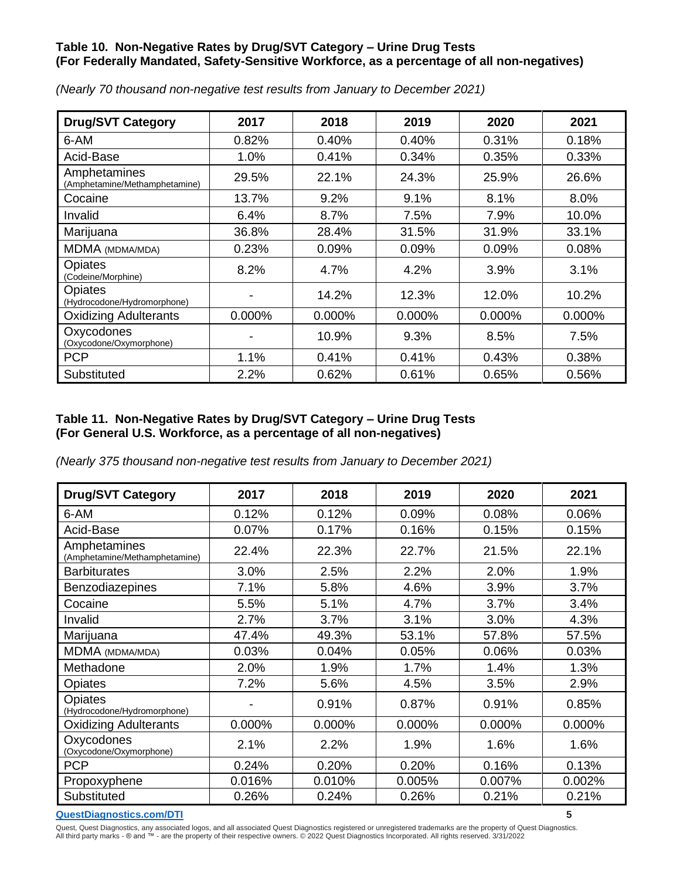**Table 10. Non-Negative Rates by Drug/SVT Category – Urine Drug Tests (For Federally Mandated, Safety-Sensitive Workforce, as a percentage of all non-negatives)**

*(Nearly 70 thousand non-negative test results from January to December 2021)*

| Drug/SVT Category | 2017 | 2018 | 2019 | 2020 | 2021 |
|---|---|---|---|---|---|
| 6-AM | 0.82% | 0.40% | 0.40% | 0.31% | 0.18% |
| Acid-Base | 1.0% | 0.41% | 0.34% | 0.35% | 0.33% |
| Amphetamines (Amphetamine/Methamphetamine) | 29.5% | 22.1% | 24.3% | 25.9% | 26.6% |
| Cocaine | 13.7% | 9.2% | 9.1% | 8.1% | 8.0% |
| Invalid | 6.4% | 8.7% | 7.5% | 7.9% | 10.0% |
| Marijuana | 36.8% | 28.4% | 31.5% | 31.9% | 33.1% |
| MDMA (MDMA/MDA) | 0.23% | 0.09% | 0.09% | 0.09% | 0.08% |
| Opiates (Codeine/Morphine) | 8.2% | 4.7% | 4.2% | 3.9% | 3.1% |
| Opiates (Hydrocodone/Hydromorphone) | - | 14.2% | 12.3% | 12.0% | 10.2% |
| Oxidizing Adulterants | 0.000% | 0.000% | 0.000% | 0.000% | 0.000% |
| Oxycodones (Oxycodone/Oxymorphone) | - | 10.9% | 9.3% | 8.5% | 7.5% |
| PCP | 1.1% | 0.41% | 0.41% | 0.43% | 0.38% |
| Substituted | 2.2% | 0.62% | 0.61% | 0.65% | 0.56% |

**Table 11. Non-Negative Rates by Drug/SVT Category – Urine Drug Tests (For General U.S. Workforce, as a percentage of all non-negatives)**

*(Nearly 375 thousand non-negative test results from January to December 2021)*

| Drug/SVT Category | 2017 | 2018 | 2019 | 2020 | 2021 |
|---|---|---|---|---|---|
| 6-AM | 0.12% | 0.12% | 0.09% | 0.08% | 0.06% |
| Acid-Base | 0.07% | 0.17% | 0.16% | 0.15% | 0.15% |
| Amphetamines (Amphetamine/Methamphetamine) | 22.4% | 22.3% | 22.7% | 21.5% | 22.1% |
| Barbiturates | 3.0% | 2.5% | 2.2% | 2.0% | 1.9% |
| Benzodiazepines | 7.1% | 5.8% | 4.6% | 3.9% | 3.7% |
| Cocaine | 5.5% | 5.1% | 4.7% | 3.7% | 3.4% |
| Invalid | 2.7% | 3.7% | 3.1% | 3.0% | 4.3% |
| Marijuana | 47.4% | 49.3% | 53.1% | 57.8% | 57.5% |
| MDMA (MDMA/MDA) | 0.03% | 0.04% | 0.05% | 0.06% | 0.03% |
| Methadone | 2.0% | 1.9% | 1.7% | 1.4% | 1.3% |
| Opiates | 7.2% | 5.6% | 4.5% | 3.5% | 2.9% |
| Opiates (Hydrocodone/Hydromorphone) | - | 0.91% | 0.87% | 0.91% | 0.85% |
| Oxidizing Adulterants | 0.000% | 0.000% | 0.000% | 0.000% | 0.000% |
| Oxycodones (Oxycodone/Oxymorphone) | 2.1% | 2.2% | 1.9% | 1.6% | 1.6% |
| PCP | 0.24% | 0.20% | 0.20% | 0.16% | 0.13% |
| Propoxyphene | 0.016% | 0.010% | 0.005% | 0.007% | 0.002% |
| Substituted | 0.26% | 0.24% | 0.26% | 0.21% | 0.21% |

QuestDiagnostics.com/DTI

Quest, Quest Diagnostics, any associated logos, and all associated Quest Diagnostics registered or unregistered trademarks are the property of Quest Diagnostics. All third party marks - ® and ™ - are the property of their respective owners. © 2022 Quest Diagnostics Incorporated. All rights reserved. 3/31/2022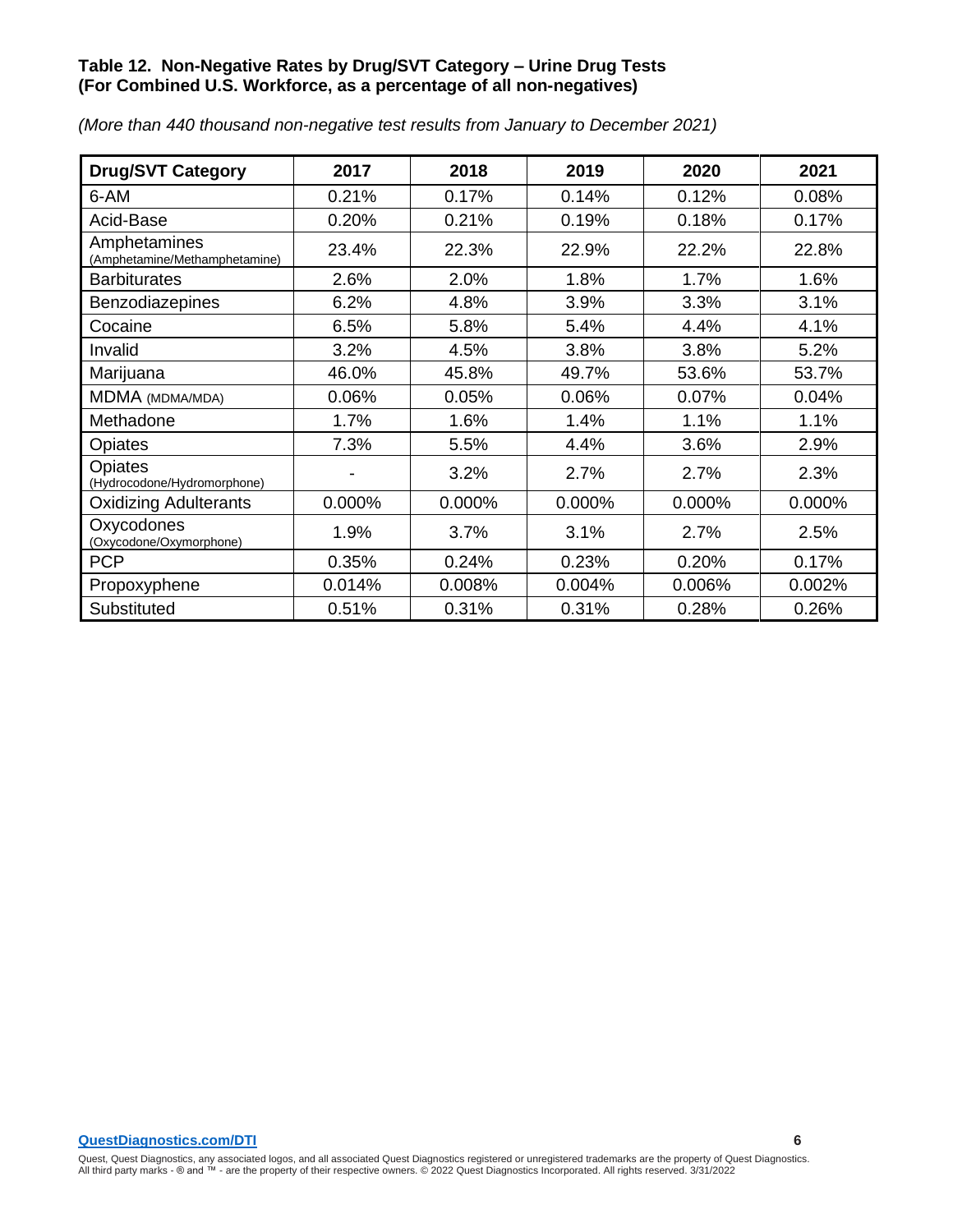**Table 12. Non-Negative Rates by Drug/SVT Category – Urine Drug Tests (For Combined U.S. Workforce, as a percentage of all non-negatives)**

*(More than 440 thousand non-negative test results from January to December 2021)*

| Drug/SVT Category | 2017 | 2018 | 2019 | 2020 | 2021 |
|---|---|---|---|---|---|
| 6-AM | 0.21% | 0.17% | 0.14% | 0.12% | 0.08% |
| Acid-Base | 0.20% | 0.21% | 0.19% | 0.18% | 0.17% |
| Amphetamines (Amphetamine/Methamphetamine) | 23.4% | 22.3% | 22.9% | 22.2% | 22.8% |
| Barbiturates | 2.6% | 2.0% | 1.8% | 1.7% | 1.6% |
| Benzodiazepines | 6.2% | 4.8% | 3.9% | 3.3% | 3.1% |
| Cocaine | 6.5% | 5.8% | 5.4% | 4.4% | 4.1% |
| Invalid | 3.2% | 4.5% | 3.8% | 3.8% | 5.2% |
| Marijuana | 46.0% | 45.8% | 49.7% | 53.6% | 53.7% |
| MDMA (MDMA/MDA) | 0.06% | 0.05% | 0.06% | 0.07% | 0.04% |
| Methadone | 1.7% | 1.6% | 1.4% | 1.1% | 1.1% |
| Opiates | 7.3% | 5.5% | 4.4% | 3.6% | 2.9% |
| Opiates (Hydrocodone/Hydromorphone) | - | 3.2% | 2.7% | 2.7% | 2.3% |
| Oxidizing Adulterants | 0.000% | 0.000% | 0.000% | 0.000% | 0.000% |
| Oxycodones (Oxycodone/Oxymorphone) | 1.9% | 3.7% | 3.1% | 2.7% | 2.5% |
| PCP | 0.35% | 0.24% | 0.23% | 0.20% | 0.17% |
| Propoxyphene | 0.014% | 0.008% | 0.004% | 0.006% | 0.002% |
| Substituted | 0.51% | 0.31% | 0.31% | 0.28% | 0.26% |

Quest, Quest Diagnostics, any associated logos, and all associated Quest Diagnostics registered or unregistered trademarks are the property of Quest Diagnostics. All third party marks - ® and ™ - are the property of their respective owners. © 2022 Quest Diagnostics Incorporated. All rights reserved. 3/31/2022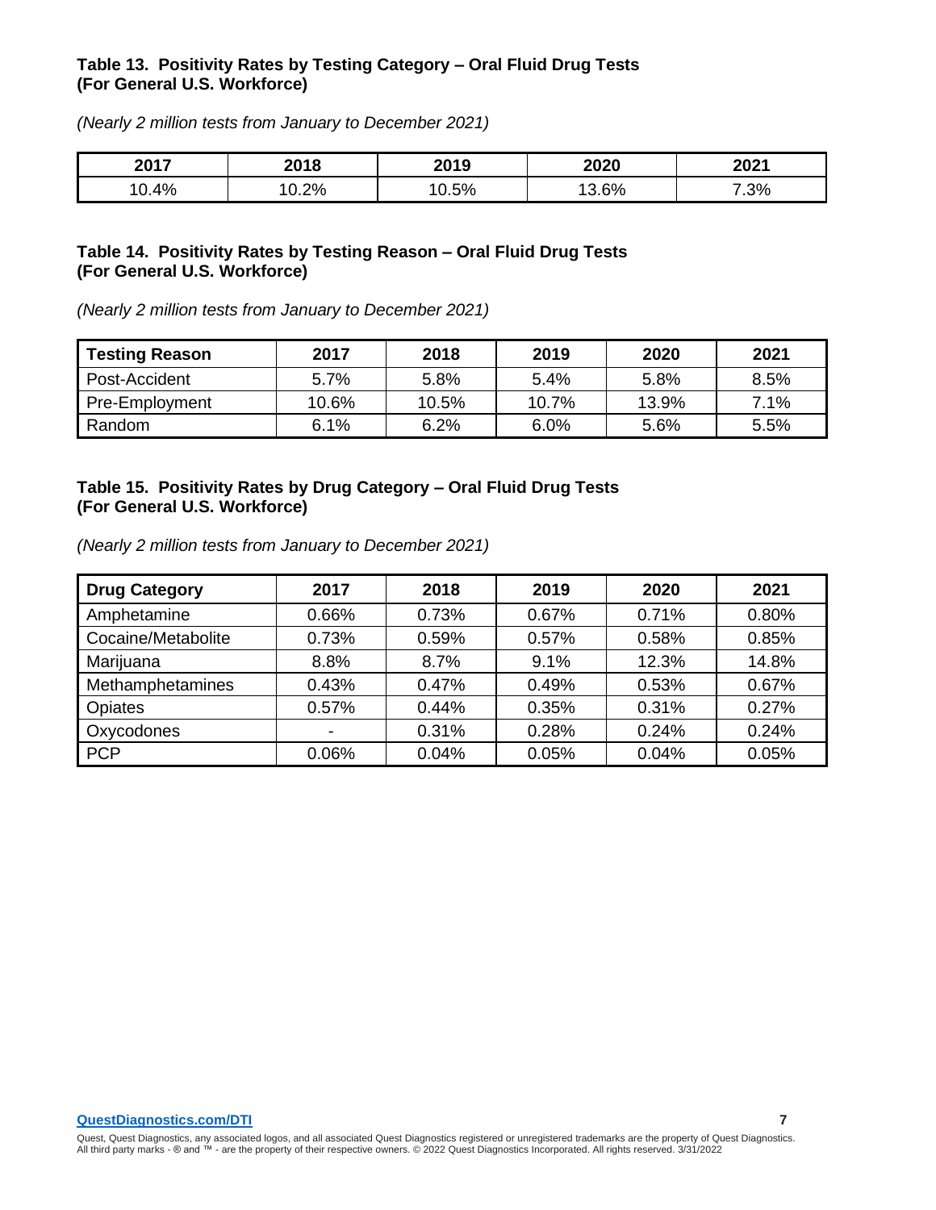**Table 13. Positivity Rates by Testing Category – Oral Fluid Drug Tests (For General U.S. Workforce)**

*(Nearly 2 million tests from January to December 2021)*

| 2017 | 2018 | 2019 | 2020 | 2021 |
|---|---|---|---|---|
| 10.4% | 10.2% | 10.5% | 13.6% | 7.3% |

**Table 14. Positivity Rates by Testing Reason – Oral Fluid Drug Tests (For General U.S. Workforce)**

*(Nearly 2 million tests from January to December 2021)*

| Testing Reason | 2017 | 2018 | 2019 | 2020 | 2021 |
|---|---|---|---|---|---|
| Post-Accident | 5.7% | 5.8% | 5.4% | 5.8% | 8.5% |
| Pre-Employment | 10.6% | 10.5% | 10.7% | 13.9% | 7.1% |
| Random | 6.1% | 6.2% | 6.0% | 5.6% | 5.5% |

**Table 15. Positivity Rates by Drug Category – Oral Fluid Drug Tests (For General U.S. Workforce)**

*(Nearly 2 million tests from January to December 2021)*

| Drug Category | 2017 | 2018 | 2019 | 2020 | 2021 |
|---|---|---|---|---|---|
| Amphetamine | 0.66% | 0.73% | 0.67% | 0.71% | 0.80% |
| Cocaine/Metabolite | 0.73% | 0.59% | 0.57% | 0.58% | 0.85% |
| Marijuana | 8.8% | 8.7% | 9.1% | 12.3% | 14.8% |
| Methamphetamines | 0.43% | 0.47% | 0.49% | 0.53% | 0.67% |
| Opiates | 0.57% | 0.44% | 0.35% | 0.31% | 0.27% |
| Oxycodones | - | 0.31% | 0.28% | 0.24% | 0.24% |
| PCP | 0.06% | 0.04% | 0.05% | 0.04% | 0.05% |

QuestDiagnostics.com/DTI

Quest, Quest Diagnostics, any associated logos, and all associated Quest Diagnostics registered or unregistered trademarks are the property of Quest Diagnostics. All third party marks - ® and ™ - are the property of their respective owners. © 2022 Quest Diagnostics Incorporated. All rights reserved. 3/31/2022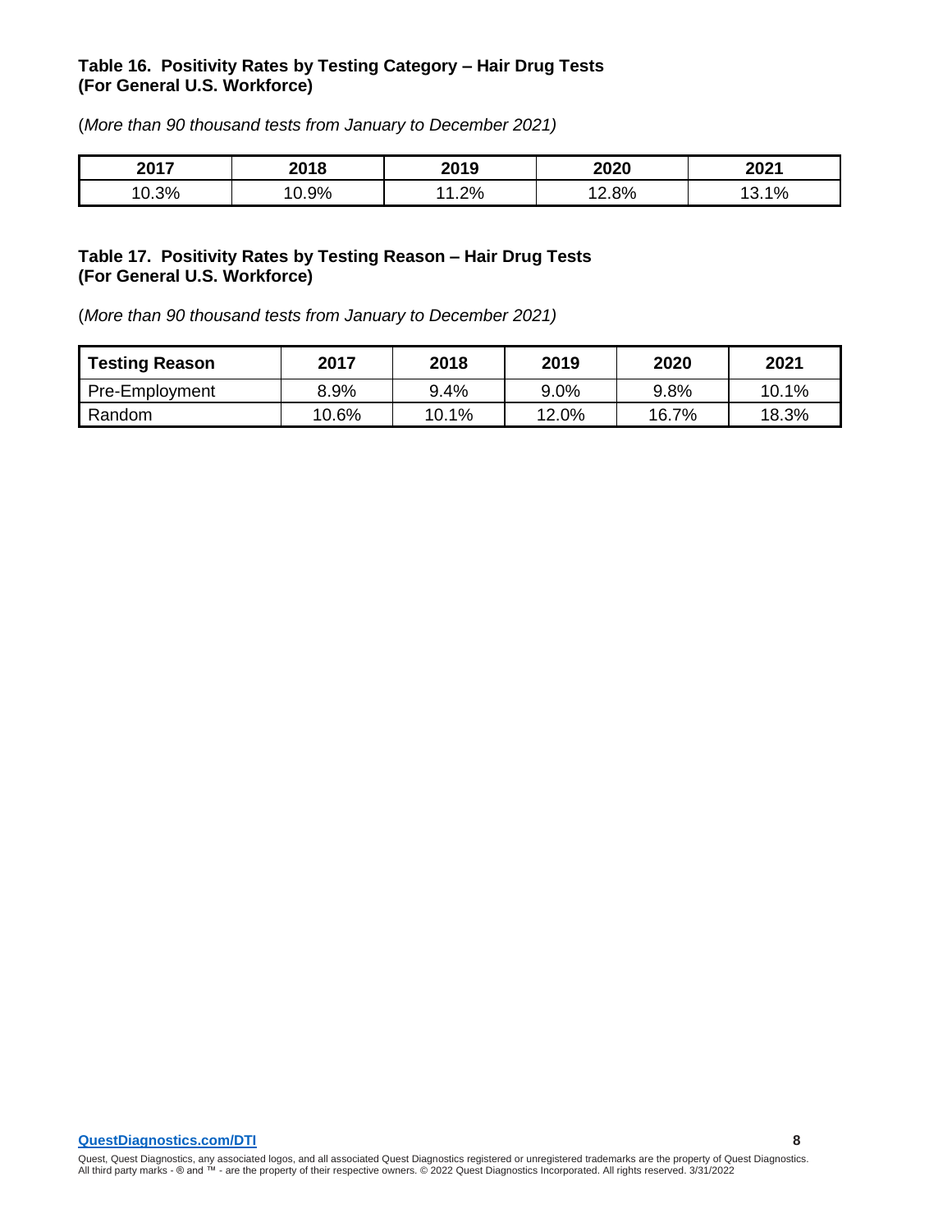**Table 16. Positivity Rates by Testing Category – Hair Drug Tests (For General U.S. Workforce)**

(*More than 90 thousand tests from January to December 2021)*

| 2017 | 2018 | 2019 | 2020 | 2021 |
|---|---|---|---|---|
| 10.3% | 10.9% | 11.2% | 12.8% | 13.1% |

**Table 17. Positivity Rates by Testing Reason – Hair Drug Tests (For General U.S. Workforce)**

(*More than 90 thousand tests from January to December 2021)*

| Testing Reason | 2017 | 2018 | 2019 | 2020 | 2021 |
|---|---|---|---|---|---|
| Pre-Employment | 8.9% | 9.4% | 9.0% | 9.8% | 10.1% |
| Random | 10.6% | 10.1% | 12.0% | 16.7% | 18.3% |

QuestDiagnostics.com/DTI

Quest, Quest Diagnostics, any associated logos, and all associated Quest Diagnostics registered or unregistered trademarks are the property of Quest Diagnostics. All third party marks - ® and ™ - are the property of their respective owners. © 2022 Quest Diagnostics Incorporated. All rights reserved. 3/31/2022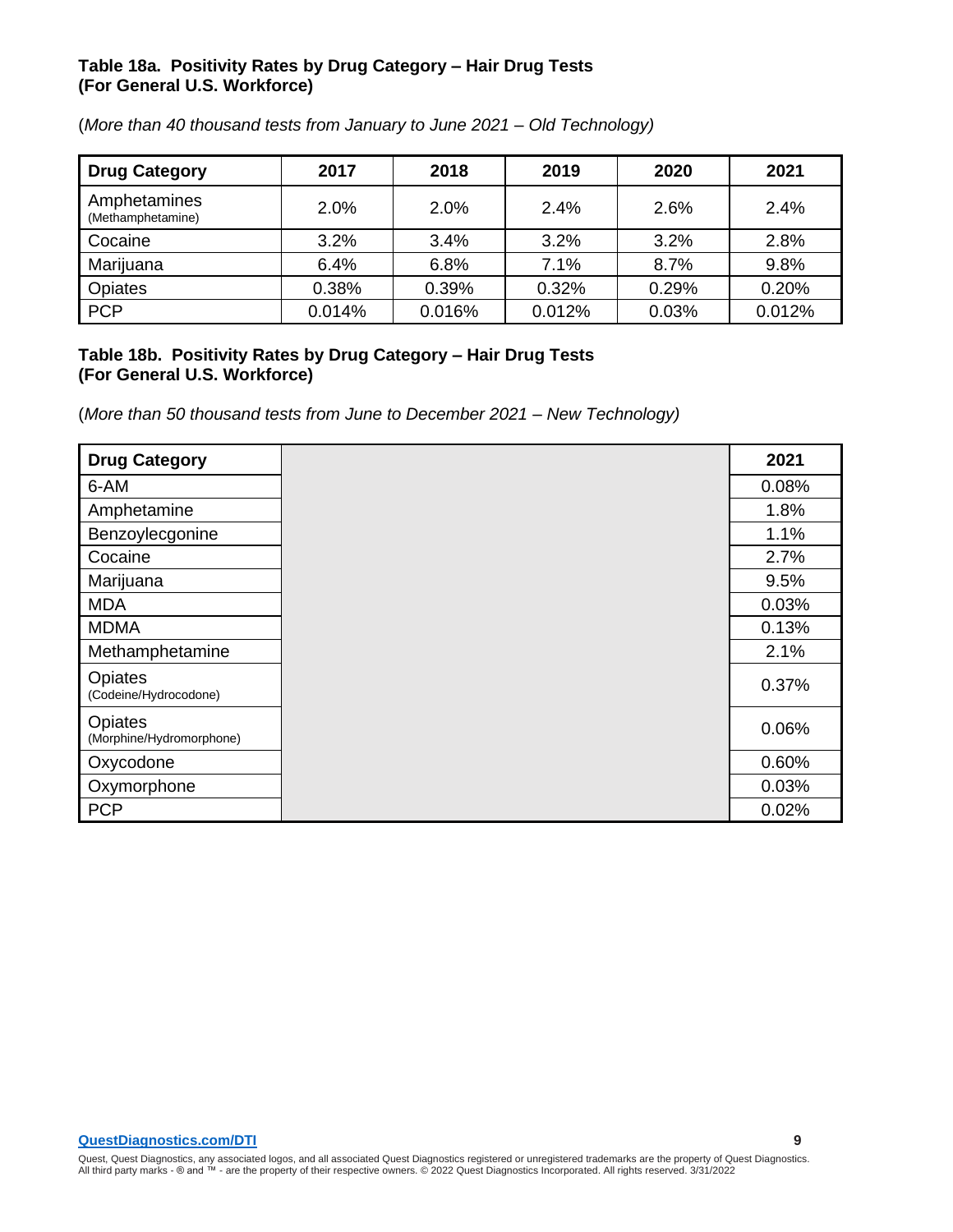**Table 18a. Positivity Rates by Drug Category – Hair Drug Tests (For General U.S. Workforce)**

(*More than 40 thousand tests from January to June 2021 – Old Technology)*

| Drug Category | 2017 | 2018 | 2019 | 2020 | 2021 |
|---|---|---|---|---|---|
| Amphetamines (Methamphetamine) | 2.0% | 2.0% | 2.4% | 2.6% | 2.4% |
| Cocaine | 3.2% | 3.4% | 3.2% | 3.2% | 2.8% |
| Marijuana | 6.4% | 6.8% | 7.1% | 8.7% | 9.8% |
| Opiates | 0.38% | 0.39% | 0.32% | 0.29% | 0.20% |
| PCP | 0.014% | 0.016% | 0.012% | 0.03% | 0.012% |

**Table 18b. Positivity Rates by Drug Category – Hair Drug Tests (For General U.S. Workforce)**

(*More than 50 thousand tests from June to December 2021 – New Technology)*

| Drug Category | 2021 |
|---|---|
| 6-AM | 0.08% |
| Amphetamine | 1.8% |
| Benzoylecgonine | 1.1% |
| Cocaine | 2.7% |
| Marijuana | 9.5% |
| MDA | 0.03% |
| MDMA | 0.13% |
| Methamphetamine | 2.1% |
| Opiates (Codeine/Hydrocodone) | 0.37% |
| Opiates (Morphine/Hydromorphone) | 0.06% |
| Oxycodone | 0.60% |
| Oxymorphone | 0.03% |
| PCP | 0.02% |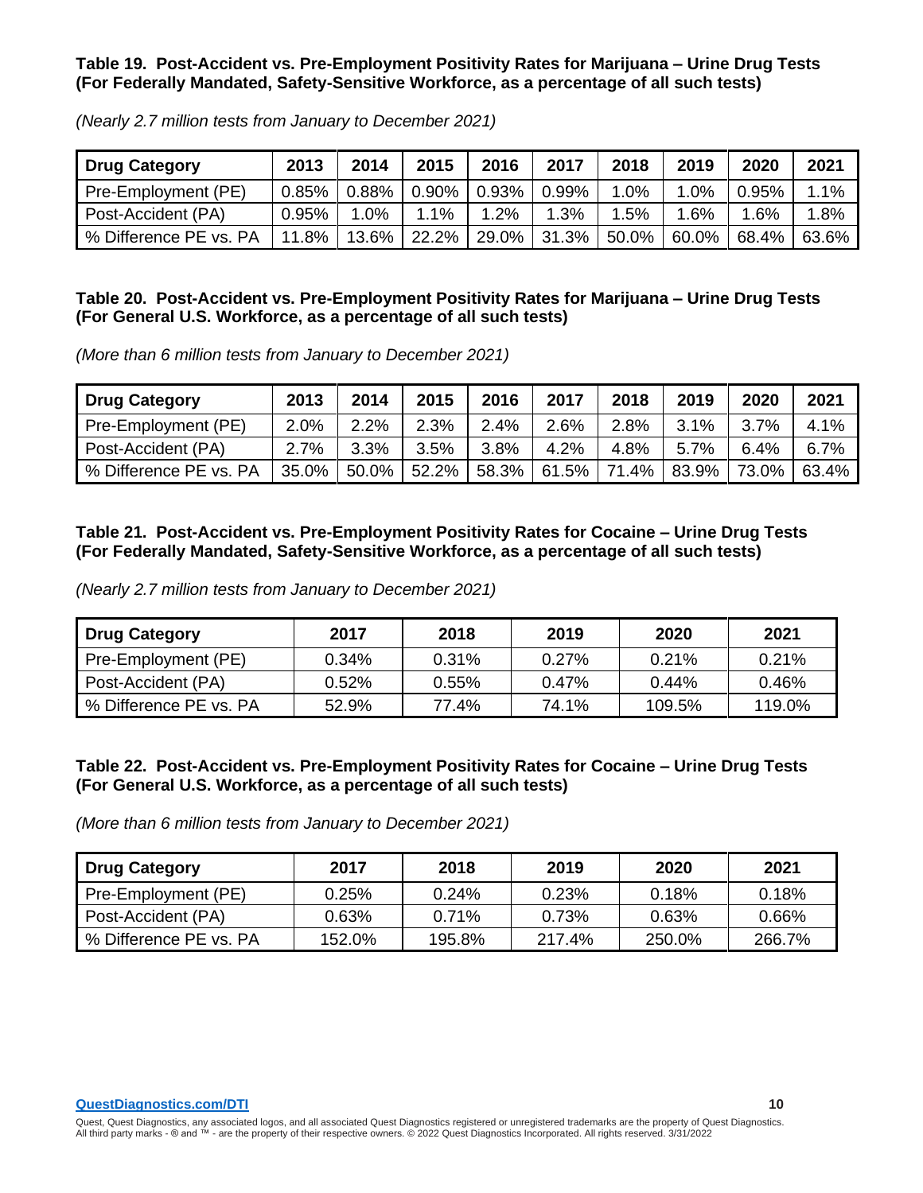**Table 19. Post-Accident vs. Pre-Employment Positivity Rates for Marijuana – Urine Drug Tests (For Federally Mandated, Safety-Sensitive Workforce, as a percentage of all such tests)**

*(Nearly 2.7 million tests from January to December 2021)*

| Drug Category | 2013 | 2014 | 2015 | 2016 | 2017 | 2018 | 2019 | 2020 | 2021 |
|---|---|---|---|---|---|---|---|---|---|
| Pre-Employment (PE) | 0.85% | 0.88% | 0.90% | 0.93% | 0.99% | 1.0% | 1.0% | 0.95% | 1.1% |
| Post-Accident (PA) | 0.95% | 1.0% | 1.1% | 1.2% | 1.3% | 1.5% | 1.6% | 1.6% | 1.8% |
| % Difference PE vs. PA | 11.8% | 13.6% | 22.2% | 29.0% | 31.3% | 50.0% | 60.0% | 68.4% | 63.6% |

**Table 20. Post-Accident vs. Pre-Employment Positivity Rates for Marijuana – Urine Drug Tests (For General U.S. Workforce, as a percentage of all such tests)**

*(More than 6 million tests from January to December 2021)*

| Drug Category | 2013 | 2014 | 2015 | 2016 | 2017 | 2018 | 2019 | 2020 | 2021 |
|---|---|---|---|---|---|---|---|---|---|
| Pre-Employment (PE) | 2.0% | 2.2% | 2.3% | 2.4% | 2.6% | 2.8% | 3.1% | 3.7% | 4.1% |
| Post-Accident (PA) | 2.7% | 3.3% | 3.5% | 3.8% | 4.2% | 4.8% | 5.7% | 6.4% | 6.7% |
| % Difference PE vs. PA | 35.0% | 50.0% | 52.2% | 58.3% | 61.5% | 71.4% | 83.9% | 73.0% | 63.4% |

**Table 21. Post-Accident vs. Pre-Employment Positivity Rates for Cocaine – Urine Drug Tests (For Federally Mandated, Safety-Sensitive Workforce, as a percentage of all such tests)**

*(Nearly 2.7 million tests from January to December 2021)*

| Drug Category | 2017 | 2018 | 2019 | 2020 | 2021 |
|---|---|---|---|---|---|
| Pre-Employment (PE) | 0.34% | 0.31% | 0.27% | 0.21% | 0.21% |
| Post-Accident (PA) | 0.52% | 0.55% | 0.47% | 0.44% | 0.46% |
| % Difference PE vs. PA | 52.9% | 77.4% | 74.1% | 109.5% | 119.0% |

**Table 22. Post-Accident vs. Pre-Employment Positivity Rates for Cocaine – Urine Drug Tests (For General U.S. Workforce, as a percentage of all such tests)**

*(More than 6 million tests from January to December 2021)*

| Drug Category | 2017 | 2018 | 2019 | 2020 | 2021 |
|---|---|---|---|---|---|
| Pre-Employment (PE) | 0.25% | 0.24% | 0.23% | 0.18% | 0.18% |
| Post-Accident (PA) | 0.63% | 0.71% | 0.73% | 0.63% | 0.66% |
| % Difference PE vs. PA | 152.0% | 195.8% | 217.4% | 250.0% | 266.7% |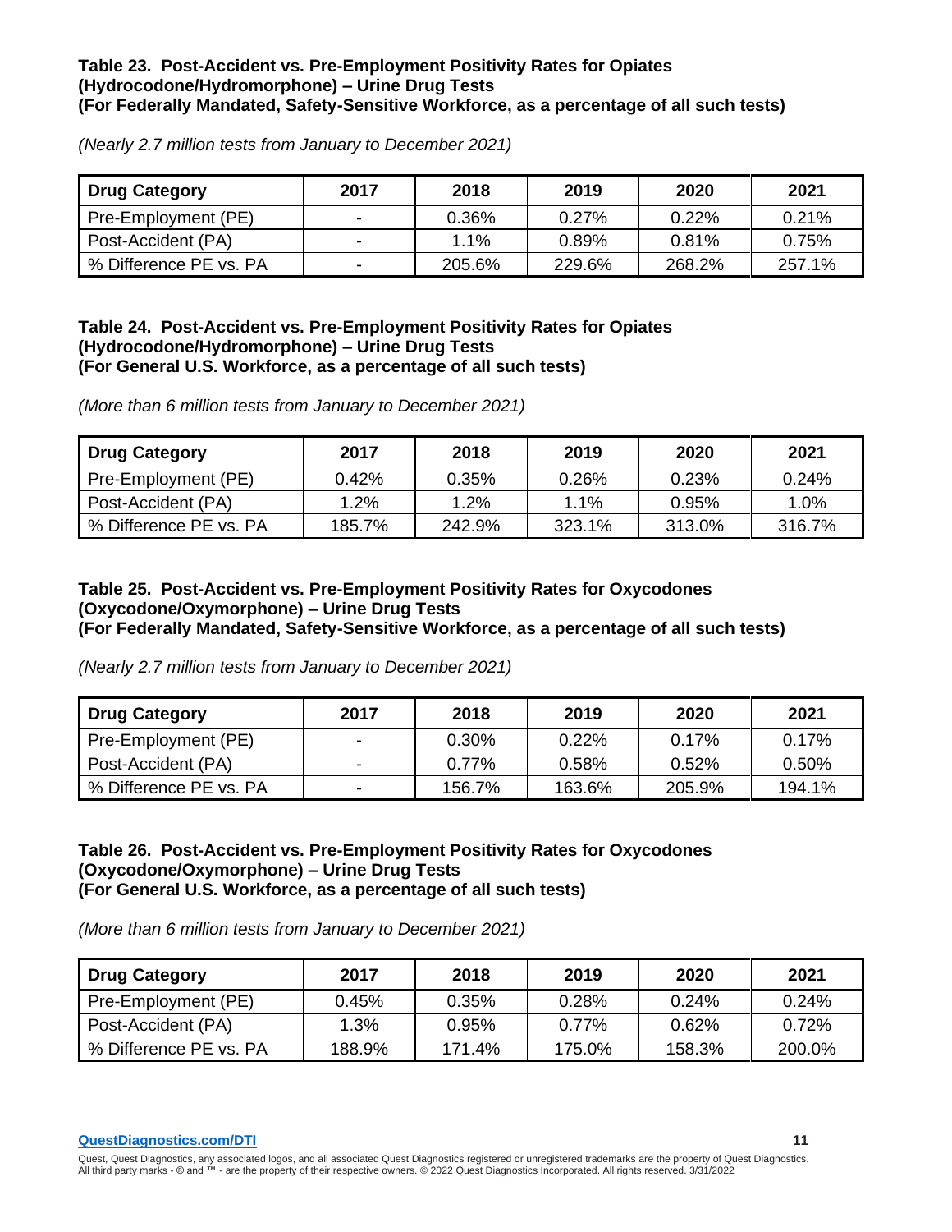**Table 23. Post-Accident vs. Pre-Employment Positivity Rates for Opiates (Hydrocodone/Hydromorphone) – Urine Drug Tests**
**(For Federally Mandated, Safety-Sensitive Workforce, as a percentage of all such tests)**

*(Nearly 2.7 million tests from January to December 2021)*

| Drug Category | 2017 | 2018 | 2019 | 2020 | 2021 |
|---|---|---|---|---|---|
| Pre-Employment (PE) | - | 0.36% | 0.27% | 0.22% | 0.21% |
| Post-Accident (PA) | - | 1.1% | 0.89% | 0.81% | 0.75% |
| % Difference PE vs. PA | - | 205.6% | 229.6% | 268.2% | 257.1% |

**Table 24. Post-Accident vs. Pre-Employment Positivity Rates for Opiates (Hydrocodone/Hydromorphone) – Urine Drug Tests**
**(For General U.S. Workforce, as a percentage of all such tests)**

*(More than 6 million tests from January to December 2021)*

| Drug Category | 2017 | 2018 | 2019 | 2020 | 2021 |
|---|---|---|---|---|---|
| Pre-Employment (PE) | 0.42% | 0.35% | 0.26% | 0.23% | 0.24% |
| Post-Accident (PA) | 1.2% | 1.2% | 1.1% | 0.95% | 1.0% |
| % Difference PE vs. PA | 185.7% | 242.9% | 323.1% | 313.0% | 316.7% |

**Table 25. Post-Accident vs. Pre-Employment Positivity Rates for Oxycodones (Oxycodone/Oxymorphone) – Urine Drug Tests**
**(For Federally Mandated, Safety-Sensitive Workforce, as a percentage of all such tests)**

*(Nearly 2.7 million tests from January to December 2021)*

| Drug Category | 2017 | 2018 | 2019 | 2020 | 2021 |
|---|---|---|---|---|---|
| Pre-Employment (PE) | - | 0.30% | 0.22% | 0.17% | 0.17% |
| Post-Accident (PA) | - | 0.77% | 0.58% | 0.52% | 0.50% |
| % Difference PE vs. PA | - | 156.7% | 163.6% | 205.9% | 194.1% |

**Table 26. Post-Accident vs. Pre-Employment Positivity Rates for Oxycodones (Oxycodone/Oxymorphone) – Urine Drug Tests**
**(For General U.S. Workforce, as a percentage of all such tests)**

*(More than 6 million tests from January to December 2021)*

| Drug Category | 2017 | 2018 | 2019 | 2020 | 2021 |
|---|---|---|---|---|---|
| Pre-Employment (PE) | 0.45% | 0.35% | 0.28% | 0.24% | 0.24% |
| Post-Accident (PA) | 1.3% | 0.95% | 0.77% | 0.62% | 0.72% |
| % Difference PE vs. PA | 188.9% | 171.4% | 175.0% | 158.3% | 200.0% |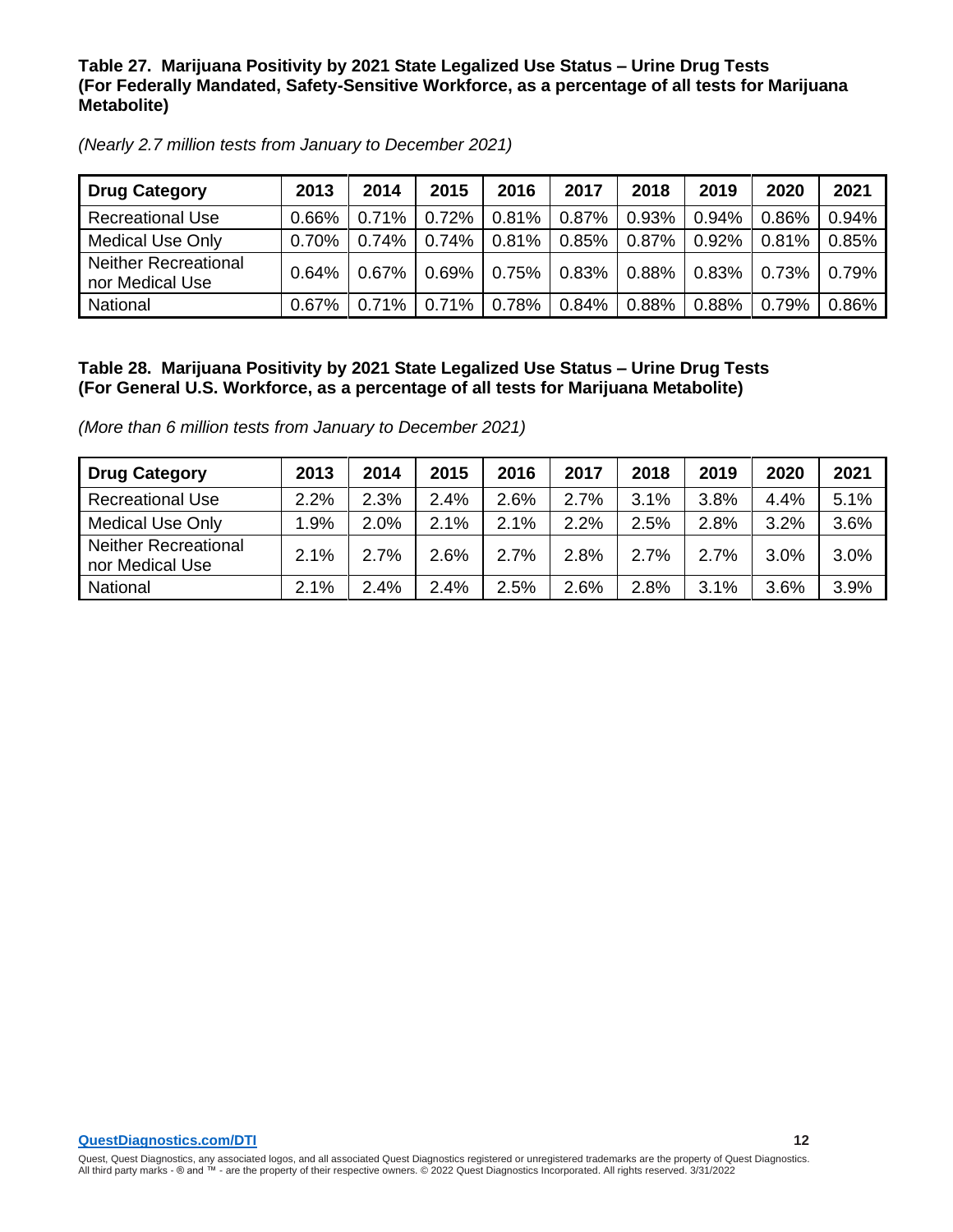**Table 27. Marijuana Positivity by 2021 State Legalized Use Status – Urine Drug Tests (For Federally Mandated, Safety-Sensitive Workforce, as a percentage of all tests for Marijuana Metabolite)**

*(Nearly 2.7 million tests from January to December 2021)*

| Drug Category | 2013 | 2014 | 2015 | 2016 | 2017 | 2018 | 2019 | 2020 | 2021 |
|---|---|---|---|---|---|---|---|---|---|
| Recreational Use | 0.66% | 0.71% | 0.72% | 0.81% | 0.87% | 0.93% | 0.94% | 0.86% | 0.94% |
| Medical Use Only | 0.70% | 0.74% | 0.74% | 0.81% | 0.85% | 0.87% | 0.92% | 0.81% | 0.85% |
| Neither Recreational nor Medical Use | 0.64% | 0.67% | 0.69% | 0.75% | 0.83% | 0.88% | 0.83% | 0.73% | 0.79% |
| National | 0.67% | 0.71% | 0.71% | 0.78% | 0.84% | 0.88% | 0.88% | 0.79% | 0.86% |

**Table 28. Marijuana Positivity by 2021 State Legalized Use Status – Urine Drug Tests (For General U.S. Workforce, as a percentage of all tests for Marijuana Metabolite)**

*(More than 6 million tests from January to December 2021)*

| Drug Category | 2013 | 2014 | 2015 | 2016 | 2017 | 2018 | 2019 | 2020 | 2021 |
|---|---|---|---|---|---|---|---|---|---|
| Recreational Use | 2.2% | 2.3% | 2.4% | 2.6% | 2.7% | 3.1% | 3.8% | 4.4% | 5.1% |
| Medical Use Only | 1.9% | 2.0% | 2.1% | 2.1% | 2.2% | 2.5% | 2.8% | 3.2% | 3.6% |
| Neither Recreational nor Medical Use | 2.1% | 2.7% | 2.6% | 2.7% | 2.8% | 2.7% | 2.7% | 3.0% | 3.0% |
| National | 2.1% | 2.4% | 2.4% | 2.5% | 2.6% | 2.8% | 3.1% | 3.6% | 3.9% |

QuestDiagnostics.com/DTI

Quest, Quest Diagnostics, any associated logos, and all associated Quest Diagnostics registered or unregistered trademarks are the property of Quest Diagnostics. All third party marks - ® and ™ - are the property of their respective owners. © 2022 Quest Diagnostics Incorporated. All rights reserved. 3/31/2022